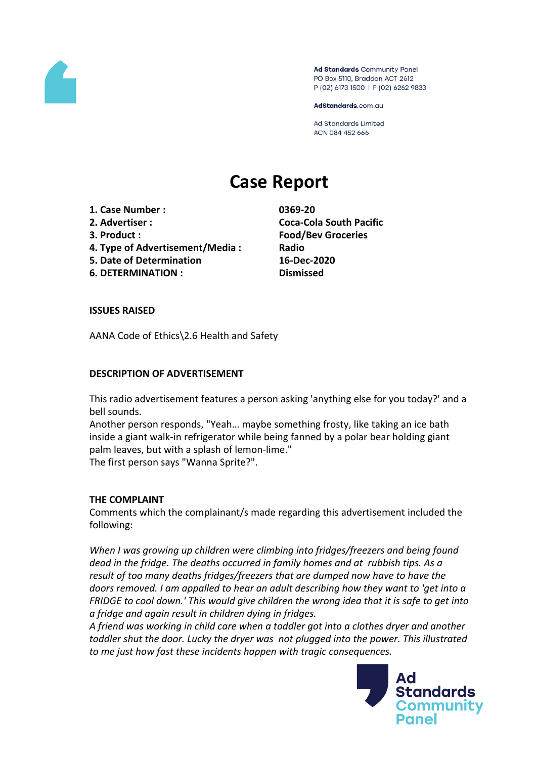Ad Standards Community Panel
PO Box 5110, Braddon ACT 2612
P (02) 6173 1500 | F (02) 6262 9833

AdStandards.com.au

Ad Standards Limited
ACN 084 452 666

# Case Report

| | |
|---|---|
| **1. Case Number :** | **0369-20** |
| **2. Advertiser :** | **Coca-Cola South Pacific** |
| **3. Product :** | **Food/Bev Groceries** |
| **4. Type of Advertisement/Media :** | **Radio** |
| **5. Date of Determination** | **16-Dec-2020** |
| **6. DETERMINATION :** | **Dismissed** |

**ISSUES RAISED**

AANA Code of Ethics\2.6 Health and Safety

**DESCRIPTION OF ADVERTISEMENT**

This radio advertisement features a person asking 'anything else for you today?' and a bell sounds.
Another person responds, "Yeah… maybe something frosty, like taking an ice bath inside a giant walk-in refrigerator while being fanned by a polar bear holding giant palm leaves, but with a splash of lemon-lime."
The first person says "Wanna Sprite?".

**THE COMPLAINT**

Comments which the complainant/s made regarding this advertisement included the following:

*When I was growing up children were climbing into fridges/freezers and being found dead in the fridge. The deaths occurred in family homes and at rubbish tips. As a result of too many deaths fridges/freezers that are dumped now have to have the doors removed. I am appalled to hear an adult describing how they want to 'get into a FRIDGE to cool down.' This would give children the wrong idea that it is safe to get into a fridge and again result in children dying in fridges.*
*A friend was working in child care when a toddler got into a clothes dryer and another toddler shut the door. Lucky the dryer was not plugged into the power. This illustrated to me just how fast these incidents happen with tragic consequences.*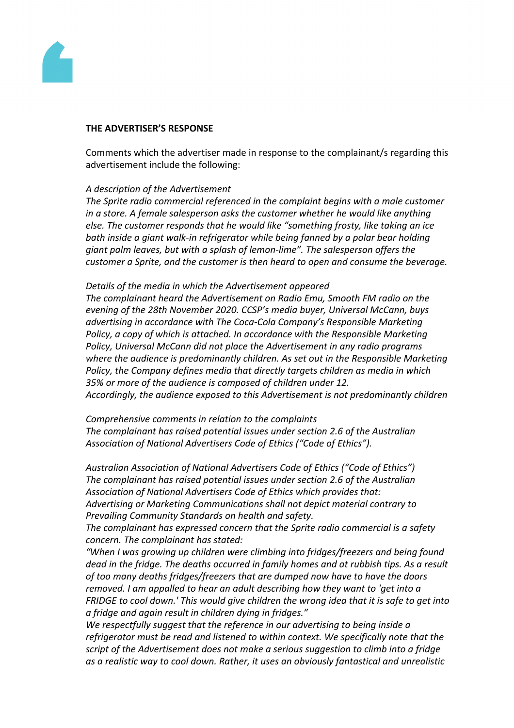**THE ADVERTISER'S RESPONSE**

Comments which the advertiser made in response to the complainant/s regarding this advertisement include the following:

*A description of the Advertisement*
*The Sprite radio commercial referenced in the complaint begins with a male customer in a store. A female salesperson asks the customer whether he would like anything else. The customer responds that he would like "something frosty, like taking an ice bath inside a giant walk-in refrigerator while being fanned by a polar bear holding giant palm leaves, but with a splash of lemon-lime". The salesperson offers the customer a Sprite, and the customer is then heard to open and consume the beverage.*

*Details of the media in which the Advertisement appeared*
*The complainant heard the Advertisement on Radio Emu, Smooth FM radio on the evening of the 28th November 2020. CCSP's media buyer, Universal McCann, buys advertising in accordance with The Coca-Cola Company's Responsible Marketing Policy, a copy of which is attached. In accordance with the Responsible Marketing Policy, Universal McCann did not place the Advertisement in any radio programs where the audience is predominantly children. As set out in the Responsible Marketing Policy, the Company defines media that directly targets children as media in which 35% or more of the audience is composed of children under 12.*
*Accordingly, the audience exposed to this Advertisement is not predominantly children*

*Comprehensive comments in relation to the complaints*
*The complainant has raised potential issues under section 2.6 of the Australian Association of National Advertisers Code of Ethics ("Code of Ethics").*

*Australian Association of National Advertisers Code of Ethics ("Code of Ethics")*
*The complainant has raised potential issues under section 2.6 of the Australian Association of National Advertisers Code of Ethics which provides that:*
*Advertising or Marketing Communications shall not depict material contrary to Prevailing Community Standards on health and safety.*
*The complainant has expressed concern that the Sprite radio commercial is a safety concern. The complainant has stated:*
*"When I was growing up children were climbing into fridges/freezers and being found dead in the fridge. The deaths occurred in family homes and at rubbish tips. As a result of too many deaths fridges/freezers that are dumped now have to have the doors removed. I am appalled to hear an adult describing how they want to 'get into a FRIDGE to cool down.' This would give children the wrong idea that it is safe to get into a fridge and again result in children dying in fridges."*
*We respectfully suggest that the reference in our advertising to being inside a refrigerator must be read and listened to within context. We specifically note that the script of the Advertisement does not make a serious suggestion to climb into a fridge as a realistic way to cool down. Rather, it uses an obviously fantastical and unrealistic*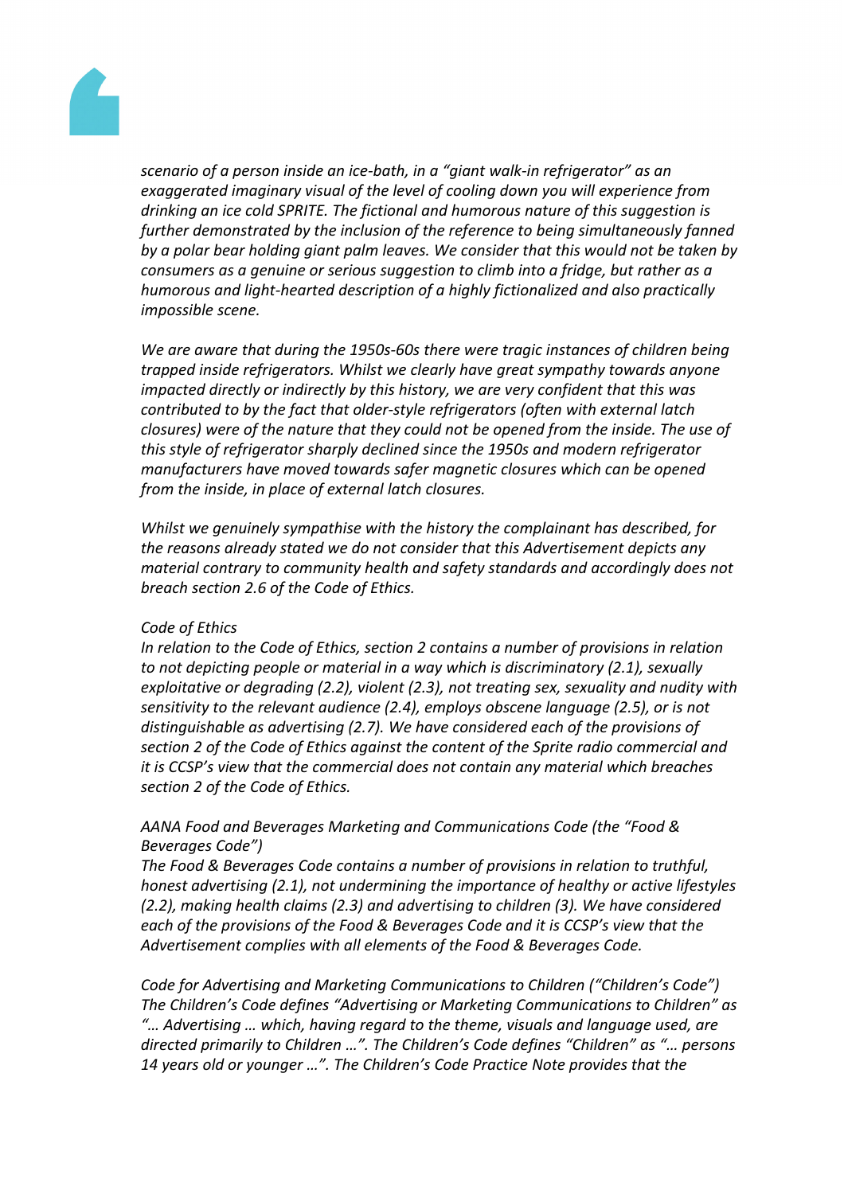*scenario of a person inside an ice-bath, in a "giant walk-in refrigerator" as an exaggerated imaginary visual of the level of cooling down you will experience from drinking an ice cold SPRITE. The fictional and humorous nature of this suggestion is further demonstrated by the inclusion of the reference to being simultaneously fanned by a polar bear holding giant palm leaves. We consider that this would not be taken by consumers as a genuine or serious suggestion to climb into a fridge, but rather as a humorous and light-hearted description of a highly fictionalized and also practically impossible scene.*

*We are aware that during the 1950s-60s there were tragic instances of children being trapped inside refrigerators. Whilst we clearly have great sympathy towards anyone impacted directly or indirectly by this history, we are very confident that this was contributed to by the fact that older-style refrigerators (often with external latch closures) were of the nature that they could not be opened from the inside. The use of this style of refrigerator sharply declined since the 1950s and modern refrigerator manufacturers have moved towards safer magnetic closures which can be opened from the inside, in place of external latch closures.*

*Whilst we genuinely sympathise with the history the complainant has described, for the reasons already stated we do not consider that this Advertisement depicts any material contrary to community health and safety standards and accordingly does not breach section 2.6 of the Code of Ethics.*

*Code of Ethics*
*In relation to the Code of Ethics, section 2 contains a number of provisions in relation to not depicting people or material in a way which is discriminatory (2.1), sexually exploitative or degrading (2.2), violent (2.3), not treating sex, sexuality and nudity with sensitivity to the relevant audience (2.4), employs obscene language (2.5), or is not distinguishable as advertising (2.7). We have considered each of the provisions of section 2 of the Code of Ethics against the content of the Sprite radio commercial and it is CCSP's view that the commercial does not contain any material which breaches section 2 of the Code of Ethics.*

*AANA Food and Beverages Marketing and Communications Code (the "Food & Beverages Code")*
*The Food & Beverages Code contains a number of provisions in relation to truthful, honest advertising (2.1), not undermining the importance of healthy or active lifestyles (2.2), making health claims (2.3) and advertising to children (3). We have considered each of the provisions of the Food & Beverages Code and it is CCSP's view that the Advertisement complies with all elements of the Food & Beverages Code.*

*Code for Advertising and Marketing Communications to Children ("Children's Code")*
*The Children's Code defines "Advertising or Marketing Communications to Children" as "… Advertising … which, having regard to the theme, visuals and language used, are directed primarily to Children …". The Children's Code defines "Children" as "… persons 14 years old or younger …". The Children's Code Practice Note provides that the*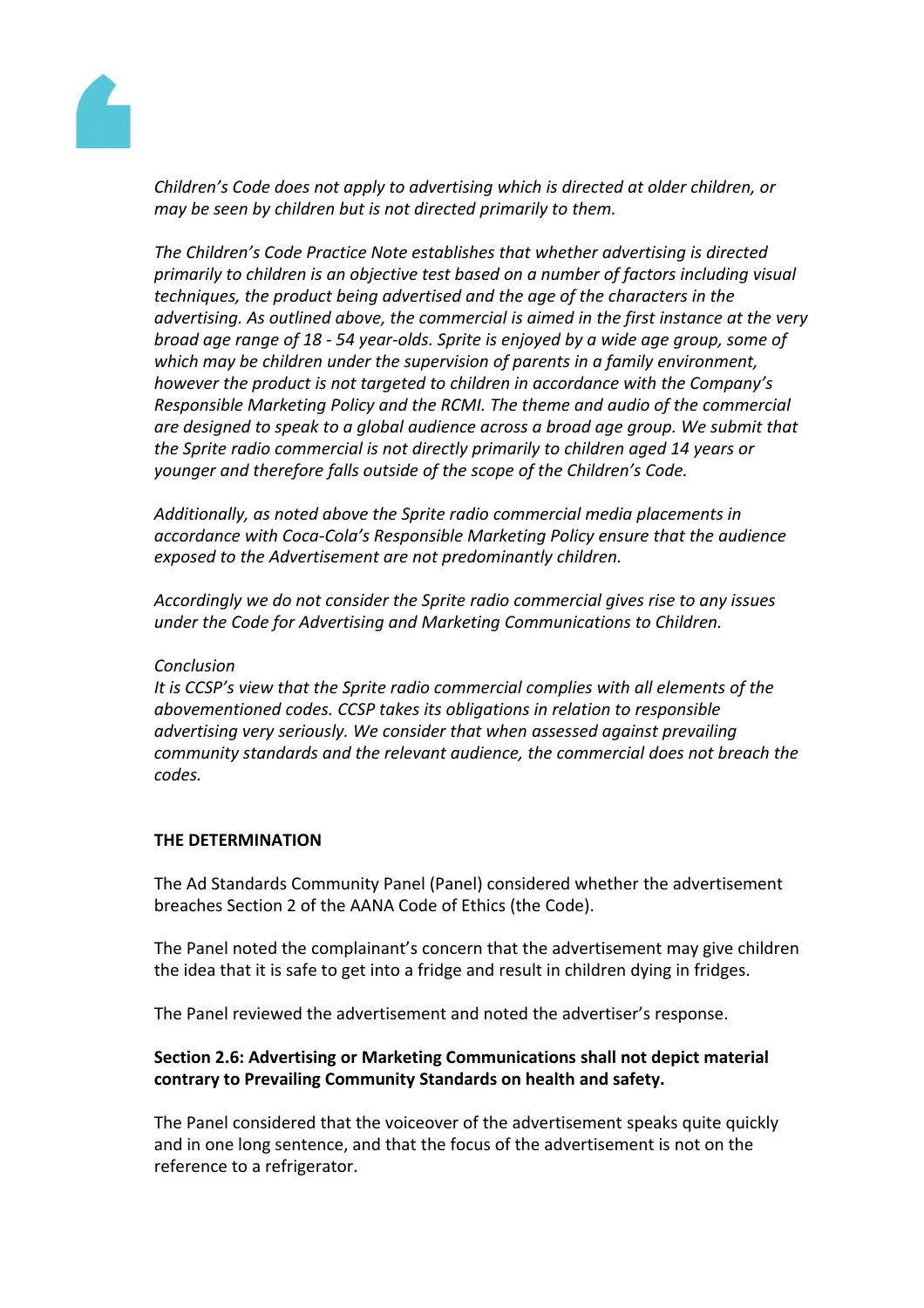*Children's Code does not apply to advertising which is directed at older children, or may be seen by children but is not directed primarily to them.*

*The Children's Code Practice Note establishes that whether advertising is directed primarily to children is an objective test based on a number of factors including visual techniques, the product being advertised and the age of the characters in the advertising. As outlined above, the commercial is aimed in the first instance at the very broad age range of 18 - 54 year-olds. Sprite is enjoyed by a wide age group, some of which may be children under the supervision of parents in a family environment, however the product is not targeted to children in accordance with the Company's Responsible Marketing Policy and the RCMI. The theme and audio of the commercial are designed to speak to a global audience across a broad age group. We submit that the Sprite radio commercial is not directly primarily to children aged 14 years or younger and therefore falls outside of the scope of the Children's Code.*

*Additionally, as noted above the Sprite radio commercial media placements in accordance with Coca-Cola's Responsible Marketing Policy ensure that the audience exposed to the Advertisement are not predominantly children.*

*Accordingly we do not consider the Sprite radio commercial gives rise to any issues under the Code for Advertising and Marketing Communications to Children.*

*Conclusion*
*It is CCSP's view that the Sprite radio commercial complies with all elements of the abovementioned codes. CCSP takes its obligations in relation to responsible advertising very seriously. We consider that when assessed against prevailing community standards and the relevant audience, the commercial does not breach the codes.*

**THE DETERMINATION**

The Ad Standards Community Panel (Panel) considered whether the advertisement breaches Section 2 of the AANA Code of Ethics (the Code).

The Panel noted the complainant's concern that the advertisement may give children the idea that it is safe to get into a fridge and result in children dying in fridges.

The Panel reviewed the advertisement and noted the advertiser's response.

**Section 2.6: Advertising or Marketing Communications shall not depict material contrary to Prevailing Community Standards on health and safety.**

The Panel considered that the voiceover of the advertisement speaks quite quickly and in one long sentence, and that the focus of the advertisement is not on the reference to a refrigerator.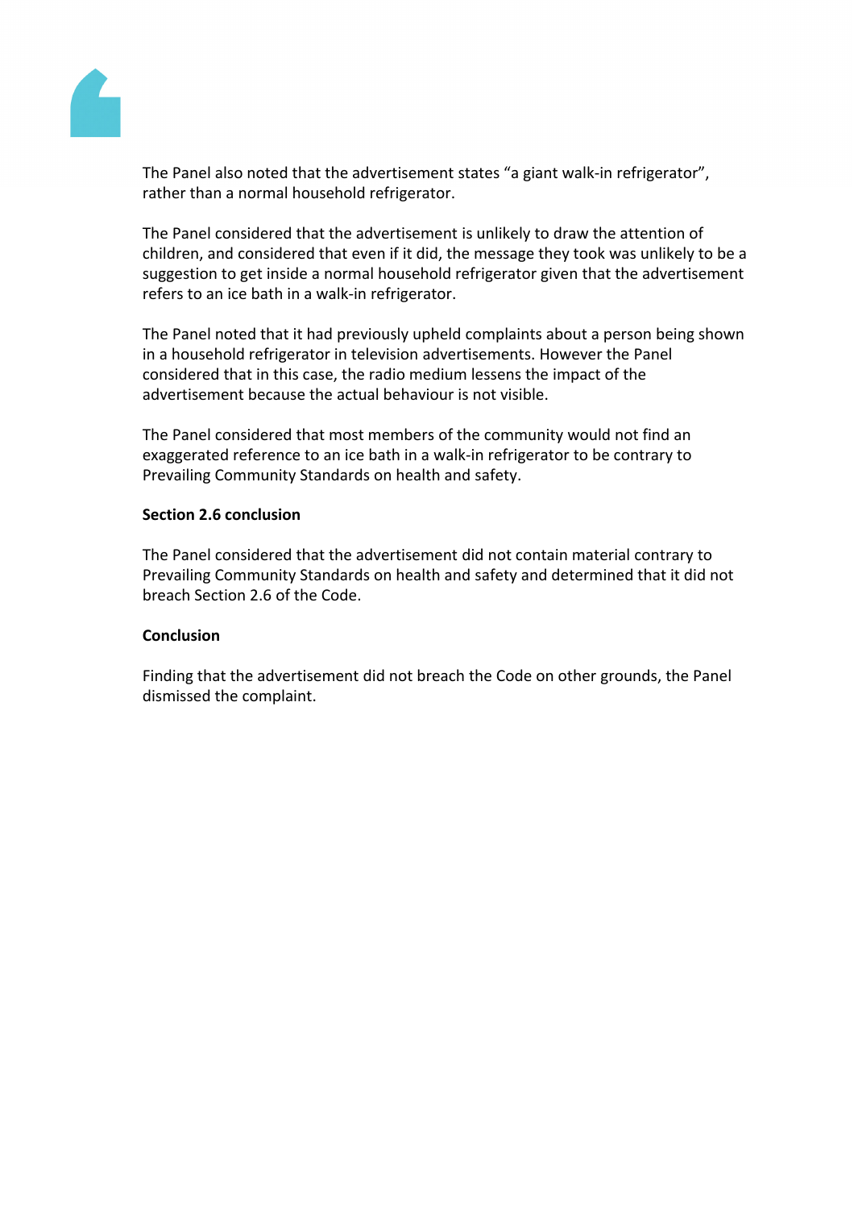The Panel also noted that the advertisement states "a giant walk-in refrigerator", rather than a normal household refrigerator.

The Panel considered that the advertisement is unlikely to draw the attention of children, and considered that even if it did, the message they took was unlikely to be a suggestion to get inside a normal household refrigerator given that the advertisement refers to an ice bath in a walk-in refrigerator.

The Panel noted that it had previously upheld complaints about a person being shown in a household refrigerator in television advertisements. However the Panel considered that in this case, the radio medium lessens the impact of the advertisement because the actual behaviour is not visible.

The Panel considered that most members of the community would not find an exaggerated reference to an ice bath in a walk-in refrigerator to be contrary to Prevailing Community Standards on health and safety.

**Section 2.6 conclusion**

The Panel considered that the advertisement did not contain material contrary to Prevailing Community Standards on health and safety and determined that it did not breach Section 2.6 of the Code.

**Conclusion**

Finding that the advertisement did not breach the Code on other grounds, the Panel dismissed the complaint.